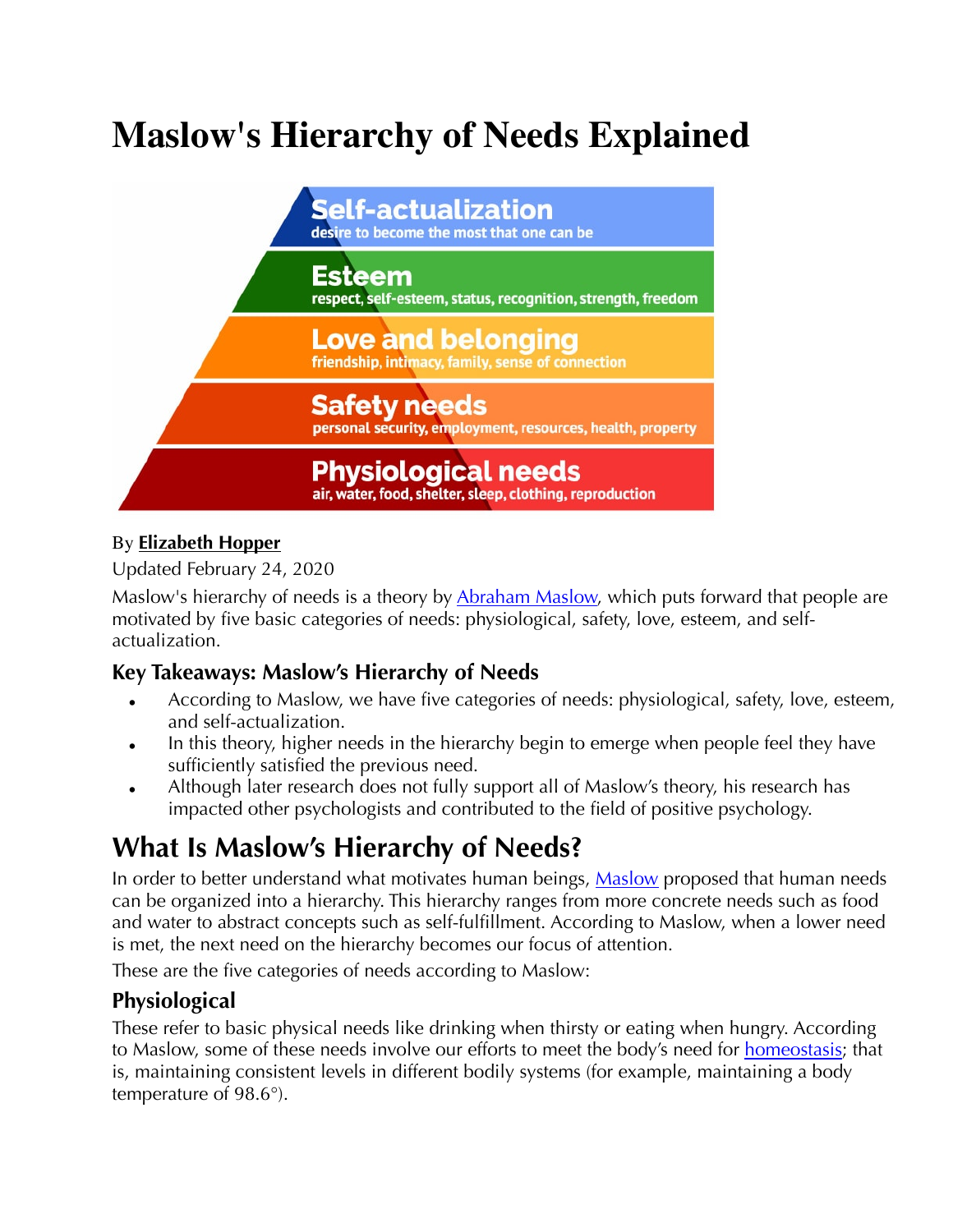# Maslow's Hierarchy of Needs Explained

**Self-actualization**
desire to become the most that one can be

**Esteem**
respect, self-esteem, status, recognition, strength, freedom

**Love and belonging**
friendship, intimacy, family, sense of connection

**Safety needs**
personal security, employment, resources, health, property

**Physiological needs**
air, water, food, shelter, sleep, clothing, reproduction

By **Elizabeth Hopper**

Updated February 24, 2020

Maslow's hierarchy of needs is a theory by Abraham Maslow, which puts forward that people are motivated by five basic categories of needs: physiological, safety, love, esteem, and self-actualization.

### Key Takeaways: Maslow's Hierarchy of Needs

- According to Maslow, we have five categories of needs: physiological, safety, love, esteem, and self-actualization.
- In this theory, higher needs in the hierarchy begin to emerge when people feel they have sufficiently satisfied the previous need.
- Although later research does not fully support all of Maslow's theory, his research has impacted other psychologists and contributed to the field of positive psychology.

## What Is Maslow's Hierarchy of Needs?

In order to better understand what motivates human beings, Maslow proposed that human needs can be organized into a hierarchy. This hierarchy ranges from more concrete needs such as food and water to abstract concepts such as self-fulfillment. According to Maslow, when a lower need is met, the next need on the hierarchy becomes our focus of attention.

These are the five categories of needs according to Maslow:

### Physiological

These refer to basic physical needs like drinking when thirsty or eating when hungry. According to Maslow, some of these needs involve our efforts to meet the body's need for homeostasis; that is, maintaining consistent levels in different bodily systems (for example, maintaining a body temperature of 98.6°).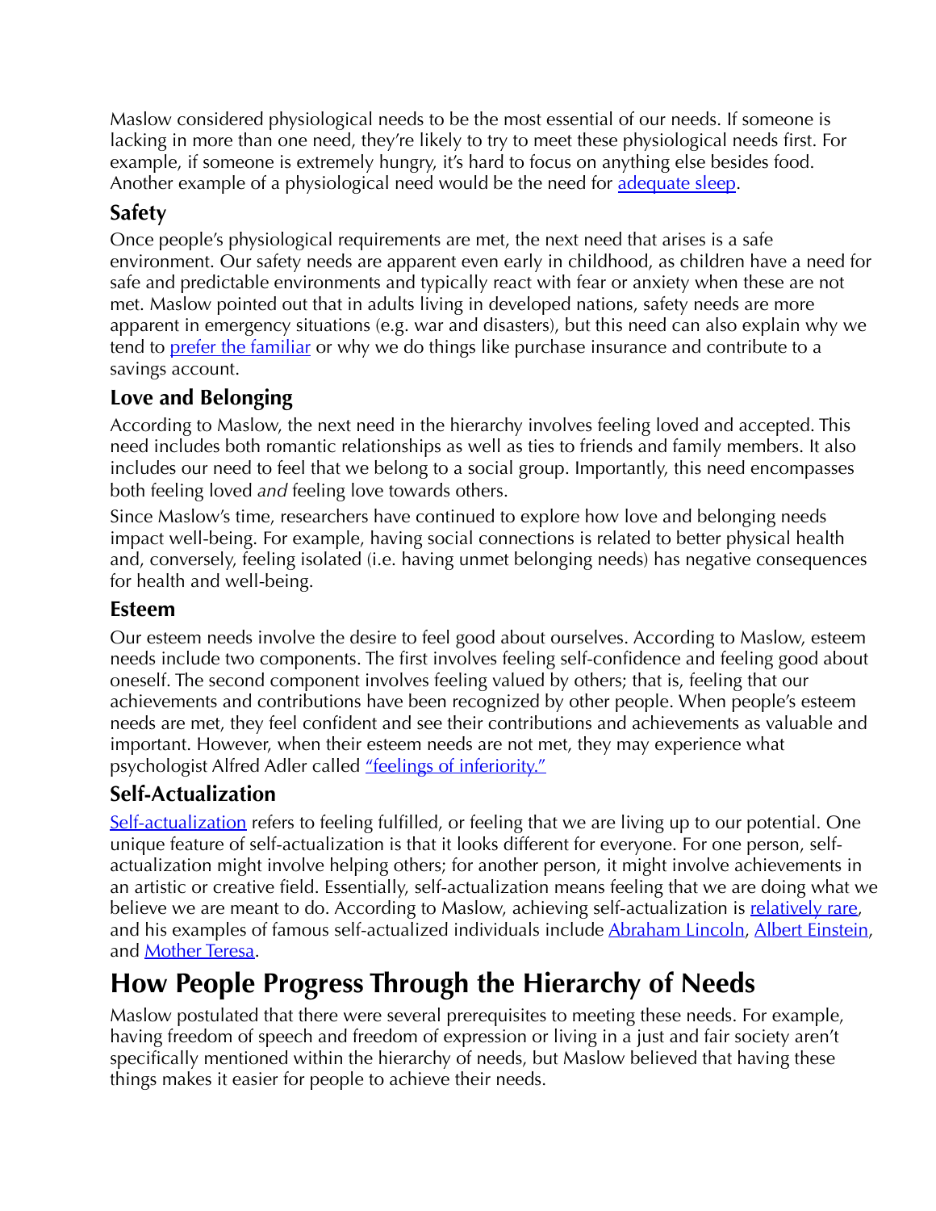Maslow considered physiological needs to be the most essential of our needs. If someone is lacking in more than one need, they're likely to try to meet these physiological needs first. For example, if someone is extremely hungry, it's hard to focus on anything else besides food. Another example of a physiological need would be the need for adequate sleep.

### Safety

Once people's physiological requirements are met, the next need that arises is a safe environment. Our safety needs are apparent even early in childhood, as children have a need for safe and predictable environments and typically react with fear or anxiety when these are not met. Maslow pointed out that in adults living in developed nations, safety needs are more apparent in emergency situations (e.g. war and disasters), but this need can also explain why we tend to prefer the familiar or why we do things like purchase insurance and contribute to a savings account.

### Love and Belonging

According to Maslow, the next need in the hierarchy involves feeling loved and accepted. This need includes both romantic relationships as well as ties to friends and family members. It also includes our need to feel that we belong to a social group. Importantly, this need encompasses both feeling loved *and* feeling love towards others.

Since Maslow's time, researchers have continued to explore how love and belonging needs impact well-being. For example, having social connections is related to better physical health and, conversely, feeling isolated (i.e. having unmet belonging needs) has negative consequences for health and well-being.

### Esteem

Our esteem needs involve the desire to feel good about ourselves. According to Maslow, esteem needs include two components. The first involves feeling self-confidence and feeling good about oneself. The second component involves feeling valued by others; that is, feeling that our achievements and contributions have been recognized by other people. When people's esteem needs are met, they feel confident and see their contributions and achievements as valuable and important. However, when their esteem needs are not met, they may experience what psychologist Alfred Adler called "feelings of inferiority."

### Self-Actualization

Self-actualization refers to feeling fulfilled, or feeling that we are living up to our potential. One unique feature of self-actualization is that it looks different for everyone. For one person, self-actualization might involve helping others; for another person, it might involve achievements in an artistic or creative field. Essentially, self-actualization means feeling that we are doing what we believe we are meant to do. According to Maslow, achieving self-actualization is relatively rare, and his examples of famous self-actualized individuals include Abraham Lincoln, Albert Einstein, and Mother Teresa.

## How People Progress Through the Hierarchy of Needs

Maslow postulated that there were several prerequisites to meeting these needs. For example, having freedom of speech and freedom of expression or living in a just and fair society aren't specifically mentioned within the hierarchy of needs, but Maslow believed that having these things makes it easier for people to achieve their needs.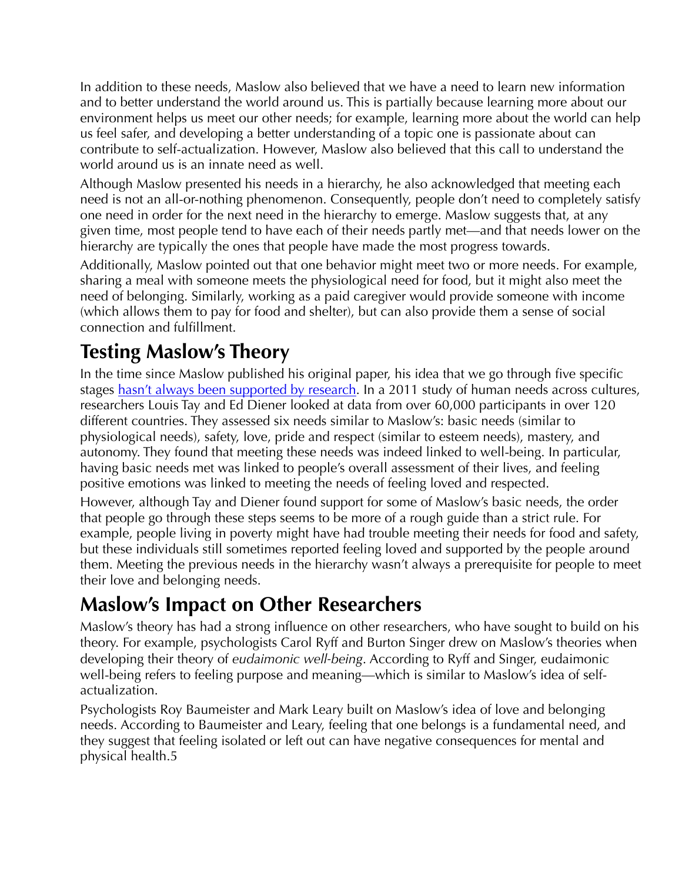In addition to these needs, Maslow also believed that we have a need to learn new information and to better understand the world around us. This is partially because learning more about our environment helps us meet our other needs; for example, learning more about the world can help us feel safer, and developing a better understanding of a topic one is passionate about can contribute to self-actualization. However, Maslow also believed that this call to understand the world around us is an innate need as well.

Although Maslow presented his needs in a hierarchy, he also acknowledged that meeting each need is not an all-or-nothing phenomenon. Consequently, people don't need to completely satisfy one need in order for the next need in the hierarchy to emerge. Maslow suggests that, at any given time, most people tend to have each of their needs partly met—and that needs lower on the hierarchy are typically the ones that people have made the most progress towards.

Additionally, Maslow pointed out that one behavior might meet two or more needs. For example, sharing a meal with someone meets the physiological need for food, but it might also meet the need of belonging. Similarly, working as a paid caregiver would provide someone with income (which allows them to pay for food and shelter), but can also provide them a sense of social connection and fulfillment.

## Testing Maslow's Theory

In the time since Maslow published his original paper, his idea that we go through five specific stages [hasn't always been supported by research](). In a 2011 study of human needs across cultures, researchers Louis Tay and Ed Diener looked at data from over 60,000 participants in over 120 different countries. They assessed six needs similar to Maslow's: basic needs (similar to physiological needs), safety, love, pride and respect (similar to esteem needs), mastery, and autonomy. They found that meeting these needs was indeed linked to well-being. In particular, having basic needs met was linked to people's overall assessment of their lives, and feeling positive emotions was linked to meeting the needs of feeling loved and respected.

However, although Tay and Diener found support for some of Maslow's basic needs, the order that people go through these steps seems to be more of a rough guide than a strict rule. For example, people living in poverty might have had trouble meeting their needs for food and safety, but these individuals still sometimes reported feeling loved and supported by the people around them. Meeting the previous needs in the hierarchy wasn't always a prerequisite for people to meet their love and belonging needs.

## Maslow's Impact on Other Researchers

Maslow's theory has had a strong influence on other researchers, who have sought to build on his theory. For example, psychologists Carol Ryff and Burton Singer drew on Maslow's theories when developing their theory of *eudaimonic well-being*. According to Ryff and Singer, eudaimonic well-being refers to feeling purpose and meaning—which is similar to Maslow's idea of self-actualization.

Psychologists Roy Baumeister and Mark Leary built on Maslow's idea of love and belonging needs. According to Baumeister and Leary, feeling that one belongs is a fundamental need, and they suggest that feeling isolated or left out can have negative consequences for mental and physical health.[5]